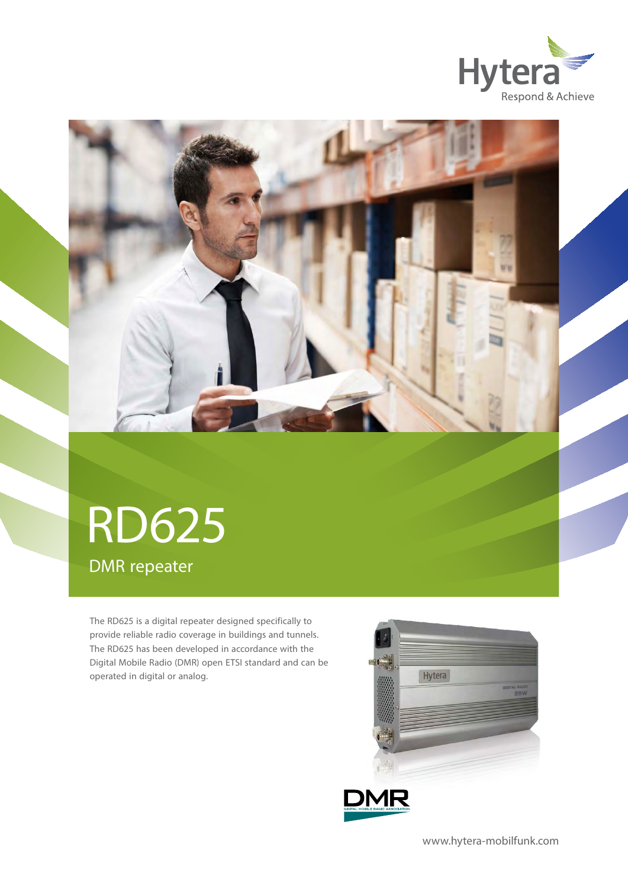# RD625

## DMR repeater

The RD625 is a digital repeater designed specifically to provide reliable radio coverage in buildings and tunnels. The RD625 has been developed in accordance with the Digital Mobile Radio (DMR) open ETSI standard and can be operated in digital or analog.

www.hytera-mobilfunk.com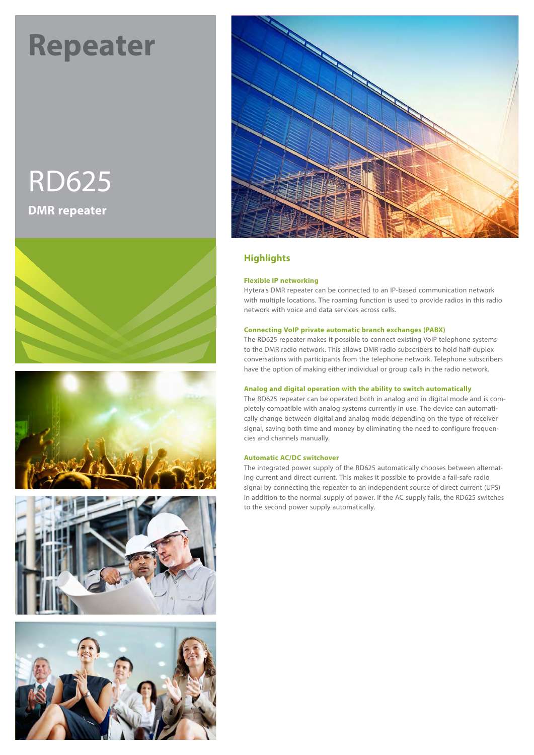# Repeater

## RD625

**DMR repeater**

## Highlights

### Flexible IP networking

Hytera's DMR repeater can be connected to an IP-based communication network with multiple locations. The roaming function is used to provide radios in this radio network with voice and data services across cells.

### Connecting VoIP private automatic branch exchanges (PABX)

The RD625 repeater makes it possible to connect existing VoIP telephone systems to the DMR radio network. This allows DMR radio subscribers to hold half-duplex conversations with participants from the telephone network. Telephone subscribers have the option of making either individual or group calls in the radio network.

### Analog and digital operation with the ability to switch automatically

The RD625 repeater can be operated both in analog and in digital mode and is completely compatible with analog systems currently in use. The device can automatically change between digital and analog mode depending on the type of receiver signal, saving both time and money by eliminating the need to configure frequencies and channels manually.

### Automatic AC/DC switchover

The integrated power supply of the RD625 automatically chooses between alternating current and direct current. This makes it possible to provide a fail-safe radio signal by connecting the repeater to an independent source of direct current (UPS) in addition to the normal supply of power. If the AC supply fails, the RD625 switches to the second power supply automatically.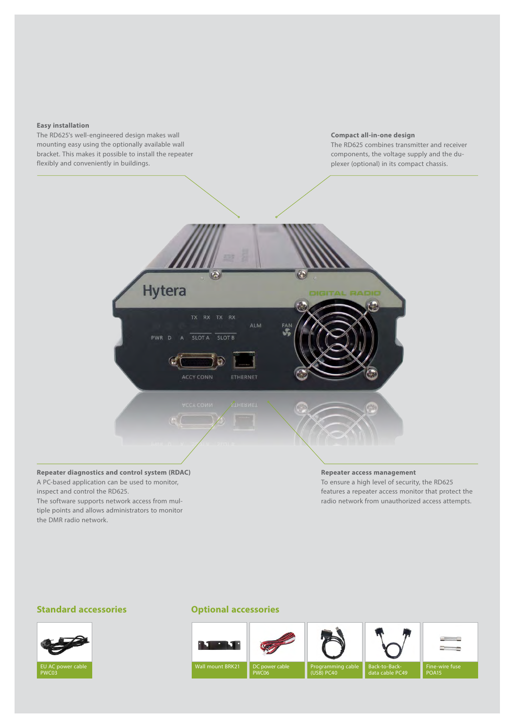**Easy installation**

The RD625's well-engineered design makes wall mounting easy using the optionally available wall bracket. This makes it possible to install the repeater flexibly and conveniently in buildings.

**Compact all-in-one design**

The RD625 combines transmitter and receiver components, the voltage supply and the duplexer (optional) in its compact chassis.

**Repeater diagnostics and control system (RDAC)**

A PC-based application can be used to monitor, inspect and control the RD625.
The software supports network access from multiple points and allows administrators to monitor the DMR radio network.

**Repeater access management**

To ensure a high level of security, the RD625 features a repeater access monitor that protect the radio network from unauthorized access attempts.

## Standard accessories

- EU AC power cable PWC03

## Optional accessories

- Wall mount BRK21
- DC power cable PWC06
- Programming cable (USB) PC40
- Back-to-Back-data cable PC49
- Fine-wire fuse POA15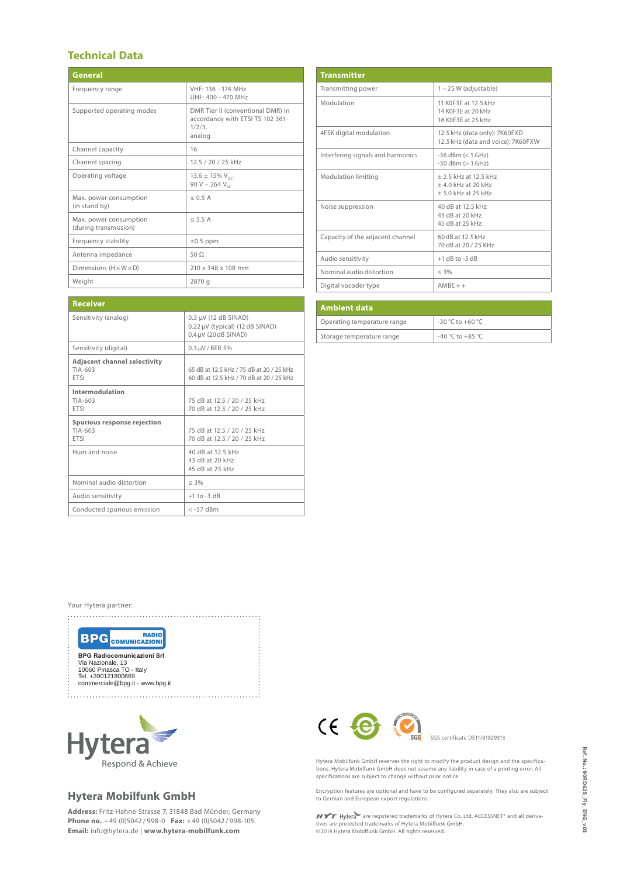## Technical Data

| General | |
|---|---|
| Frequency range | VHF: 136 - 174 MHz<br>UHF: 400 - 470 MHz |
| Supported operating modes | DMR Tier II (conventional DMR) in accordance with ETSI TS 102 361-1/2/3,<br>analog |
| Channel capacity | 16 |
| Channel spacing | 12.5 / 20 / 25 kHz |
| Operating voltage | 13.6 ± 15% $V_{DC}$<br>90 V – 264 $V_{AC}$ |
| Max. power consumption (in stand by) | ≤ 0.5 A |
| Max. power consumption (during transmission) | ≤ 5.5 A |
| Frequency stability | ±0.5 ppm |
| Antenna impedance | 50 Ω |
| Dimensions (H × W × D) | 210 x 348 x 108 mm |
| Weight | 2870 g |

| Receiver | |
|---|---|
| Sensitivity (analog) | 0.3 µV (12 dB SINAD)<br>0.22 µV (typical) (12 dB SINAD)<br>0.4 µV (20 dB SINAD) |
| Sensitivity (digital) | 0.3 µV / BER 5% |
| **Adjacent channel selectivity**<br>TIA-603<br>ETSI | <br>65 dB at 12.5 kHz / 75 dB at 20 / 25 kHz<br>60 dB at 12.5 kHz / 70 dB at 20 / 25 kHz |
| **Intermodulation**<br>TIA-603<br>ETSI | <br>75 dB at 12.5 / 20 / 25 kHz<br>70 dB at 12.5 / 20 / 25 kHz |
| **Spurious response rejection**<br>TIA-603<br>ETSI | <br>75 dB at 12.5 / 20 / 25 kHz<br>70 dB at 12.5 / 20 / 25 kHz |
| Hum and noise | 40 dB at 12.5 kHz<br>43 dB at 20 kHz<br>45 dB at 25 kHz |
| Nominal audio distortion | ≤ 3% |
| Audio sensitivity | +1 to -3 dB |
| Conducted spurious emission | < -57 dBm |

| Transmitter | |
|---|---|
| Transmitting power | 1 – 25 W (adjustable) |
| Modulation | 11 K0F3E at 12.5 kHz<br>14 K0F3E at 20 kHz<br>16 K0F3E at 25 kHz |
| 4FSK digital modulation | 12.5 kHz (data only): 7K60FXD<br>12.5 kHz (data and voice): 7K60FXW |
| Interfering signals and harmonics | -36 dBm (< 1 GHz)<br>-30 dBm (> 1 GHz) |
| Modulation limiting | ± 2.5 kHz at 12.5 kHz<br>± 4.0 kHz at 20 kHz<br>± 5.0 kHz at 25 kHz |
| Noise suppression | 40 dB at 12.5 kHz<br>43 dB at 20 kHz<br>45 dB at 25 kHz |
| Capacity of the adjacent channel | 60 dB at 12.5 kHz<br>70 dB at 20 / 25 KHz |
| Audio sensitivity | +1 dB to -3 dB |
| Nominal audio distortion | ≤ 3% |
| Digital vocoder type | AMBE + + |

| Ambient data | |
|---|---|
| Operating temperature range | -30 °C to +60 °C |
| Storage temperature range | -40 °C to +85 °C |

Your Hytera partner:

BPG RADIO COMUNICAZIONI

**BPG Radiocomunicazioni Srl**
Via Nazionale, 13
10060 Pinasca TO - Italy
Tel. +390121800669
commerciale@bpg.it - www.bpg.it

Hytera
Respond & Achieve

## Hytera Mobilfunk GmbH

**Address:** Fritz-Hahne-Strasse 7, 31848 Bad Münder, Germany
**Phone no.** +49 (0)5042 / 998-0 **Fax:** +49 (0)5042 / 998-105
**Email:** info@hytera.de | **www.hytera-mobilfunk.com**

SGS certificate DE11/81829313

Hytera Mobilfunk GmbH reserves the right to modify the product design and the specifications. Hytera Mobilfunk GmbH does not assume any liability in case of a printing error. All specifications are subject to change without prior notice.

Encryption features are optional and have to be configured separately. They also are subject to German and European export regulations.

HYT Hytera are registered trademarks of Hytera Co. Ltd. ACCESSNET® and all derivatives are protected trademarks of Hytera Mobilfunk GmbH.
© 2014 Hytera Mobilfunk GmbH. All rights reserved.

Ref. No.: 90RD625_Fly_ENG_v03